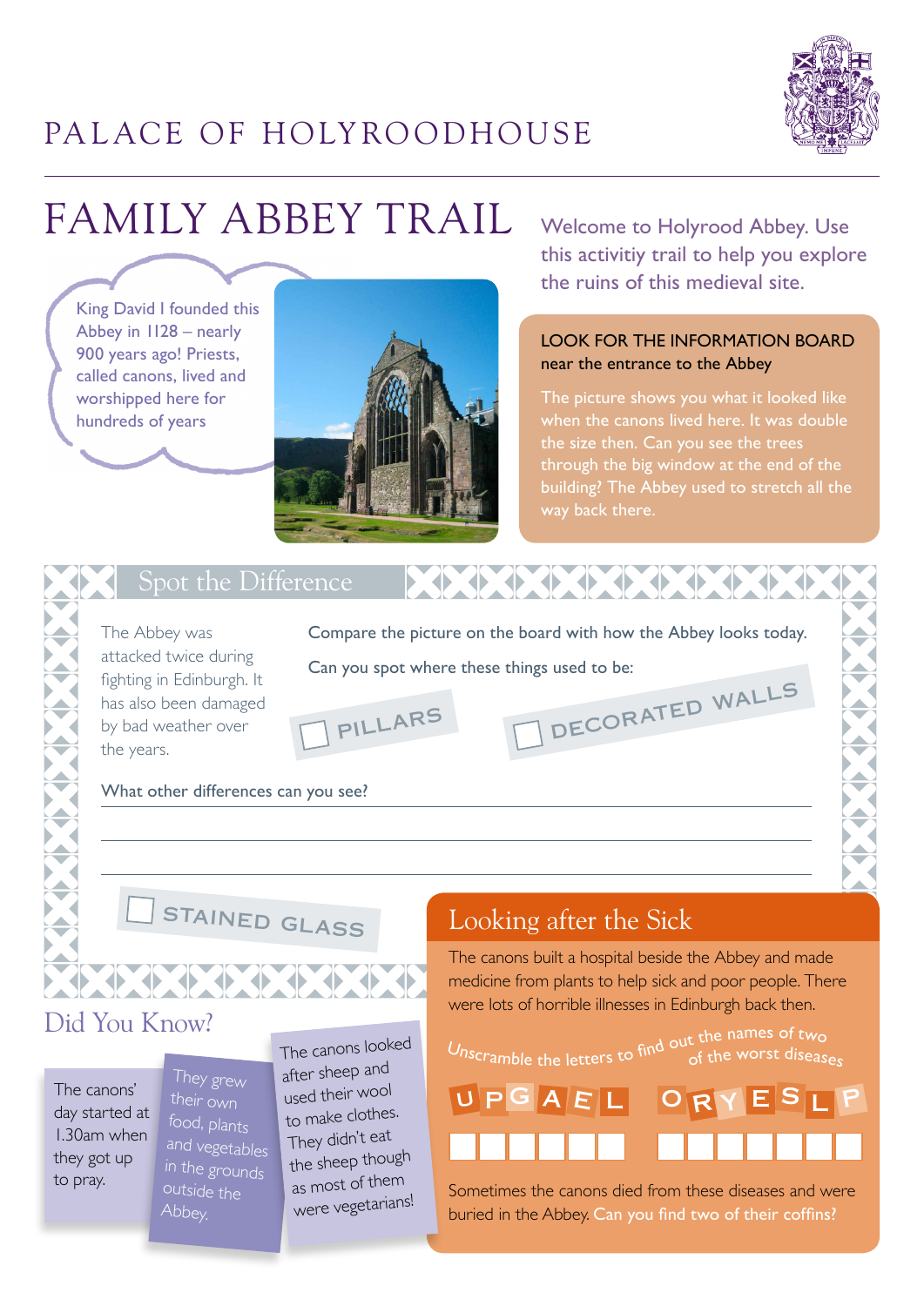PALACE OF HOLYROODHOUSE

# FAMILY ABBEY TRAIL

Welcome to Holyrood Abbey. Use this activitiy trail to help you explore the ruins of this medieval site.

King David I founded this Abbey in 1128 – nearly 900 years ago! Priests, called canons, lived and worshipped here for hundreds of years

**LOOK FOR THE INFORMATION BOARD**
near the entrance to the Abbey

The picture shows you what it looked like when the canons lived here. It was double the size then. Can you see the trees through the big window at the end of the building? The Abbey used to stretch all the way back there.

## Spot the Difference

The Abbey was attacked twice during fighting in Edinburgh. It has also been damaged by bad weather over the years.

Compare the picture on the board with how the Abbey looks today.

Can you spot where these things used to be:

- ☐ PILLARS
- ☐ DECORATED WALLS
- ☐ STAINED GLASS

What other differences can you see?

______________________________________________

______________________________________________

______________________________________________

## Looking after the Sick

The canons built a hospital beside the Abbey and made medicine from plants to help sick and poor people. There were lots of horrible illnesses in Edinburgh back then.

Unscramble the letters to find out the names of two of the worst diseases

U P G A E L → ☐☐☐☐☐☐

O R Y E S L P → ☐☐☐☐☐☐☐

Sometimes the canons died from these diseases and were buried in the Abbey. Can you find two of their coffins?

## Did You Know?

The canons' day started at 1.30am when they got up to pray.

They grew their own food, plants and vegetables in the grounds outside the Abbey.

The canons looked after sheep and used their wool to make clothes. They didn't eat the sheep though as most of them were vegetarians!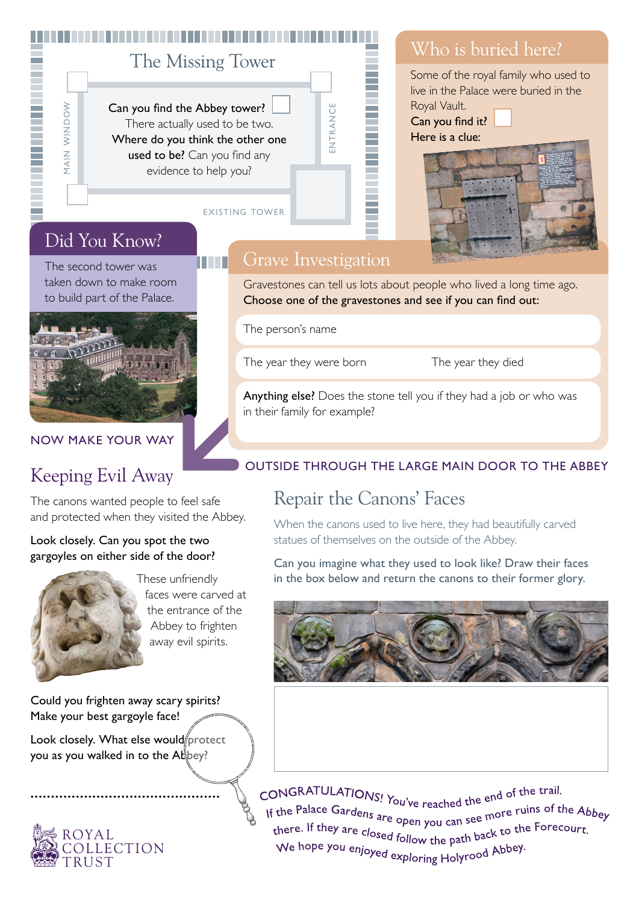## The Missing Tower

Can you find the Abbey tower? ☐
There actually used to be two.
**Where do you think the other one used to be?** Can you find any evidence to help you?

MAIN WINDOW

ENTRANCE

EXISTING TOWER

## Did You Know?

The second tower was taken down to make room to build part of the Palace.

## Who is buried here?

Some of the royal family who used to live in the Palace were buried in the Royal Vault.

**Can you find it?** ☐

**Here is a clue:**

## Grave Investigation

Gravestones can tell us lots about people who lived a long time ago.
**Choose one of the gravestones and see if you can find out:**

The person's name

The year they were born

The year they died

**Anything else?** Does the stone tell you if they had a job or who was in their family for example?

NOW MAKE YOUR WAY OUTSIDE THROUGH THE LARGE MAIN DOOR TO THE ABBEY

## Keeping Evil Away

The canons wanted people to feel safe and protected when they visited the Abbey.

**Look closely. Can you spot the two gargoyles on either side of the door?**

These unfriendly faces were carved at the entrance of the Abbey to frighten away evil spirits.

**Could you frighten away scary spirits? Make your best gargoyle face!**

**Look closely. What else would protect you as you walked in to the Abbey?**

.............................................

## Repair the Canons' Faces

When the canons used to live here, they had beautifully carved statues of themselves on the outside of the Abbey.

**Can you imagine what they used to look like? Draw their faces in the box below and return the canons to their former glory.**

CONGRATULATIONS! You've reached the end of the trail.
If the Palace Gardens are open you can see more ruins of the Abbey there. If they are closed follow the path back to the Forecourt.
We hope you enjoyed exploring Holyrood Abbey.

ROYAL COLLECTION TRUST